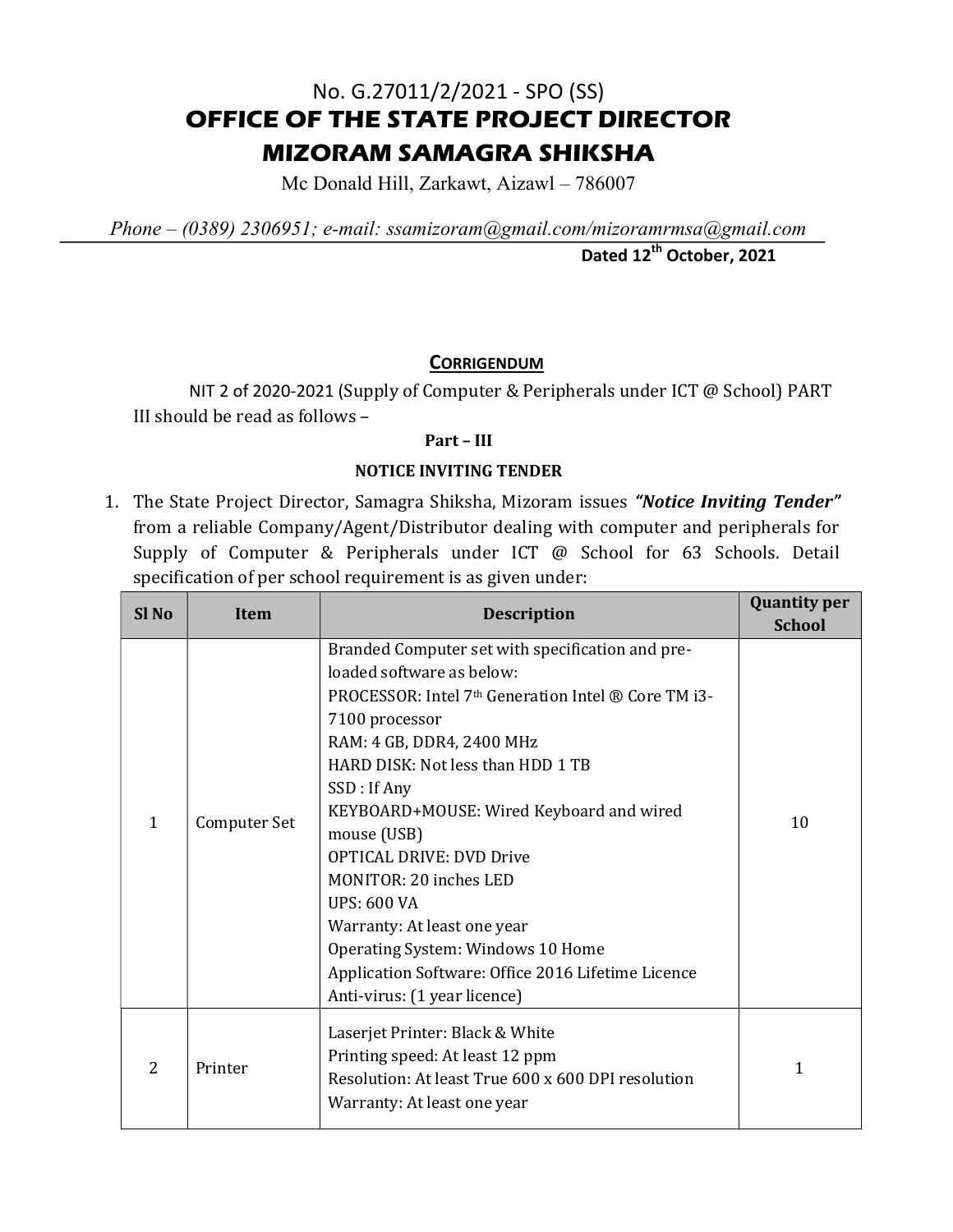No. G.27011/2/2021 - SPO (SS)

# OFFICE OF THE STATE PROJECT DIRECTOR
# MIZORAM SAMAGRA SHIKSHA

Mc Donald Hill, Zarkawt, Aizawl – 786007

*Phone – (0389) 2306951; e-mail: ssamizoram@gmail.com/mizoramrmsa@gmail.com*

**Dated 12th October, 2021**

## CORRIGENDUM

NIT 2 of 2020-2021 (Supply of Computer & Peripherals under ICT @ School) PART III should be read as follows –

**Part – III**

**NOTICE INVITING TENDER**

1. The State Project Director, Samagra Shiksha, Mizoram issues ***"Notice Inviting Tender"*** from a reliable Company/Agent/Distributor dealing with computer and peripherals for Supply of Computer & Peripherals under ICT @ School for 63 Schools. Detail specification of per school requirement is as given under:

| Sl No | Item | Description | Quantity per School |
|---|---|---|---|
| 1 | Computer Set | Branded Computer set with specification and pre-loaded software as below:<br>PROCESSOR: Intel 7th Generation Intel ® Core TM i3-7100 processor<br>RAM: 4 GB, DDR4, 2400 MHz<br>HARD DISK: Not less than HDD 1 TB<br>SSD : If Any<br>KEYBOARD+MOUSE: Wired Keyboard and wired mouse (USB)<br>OPTICAL DRIVE: DVD Drive<br>MONITOR: 20 inches LED<br>UPS: 600 VA<br>Warranty: At least one year<br>Operating System: Windows 10 Home<br>Application Software: Office 2016 Lifetime Licence<br>Anti-virus: (1 year licence) | 10 |
| 2 | Printer | Laserjet Printer: Black & White<br>Printing speed: At least 12 ppm<br>Resolution: At least True 600 x 600 DPI resolution<br>Warranty: At least one year | 1 |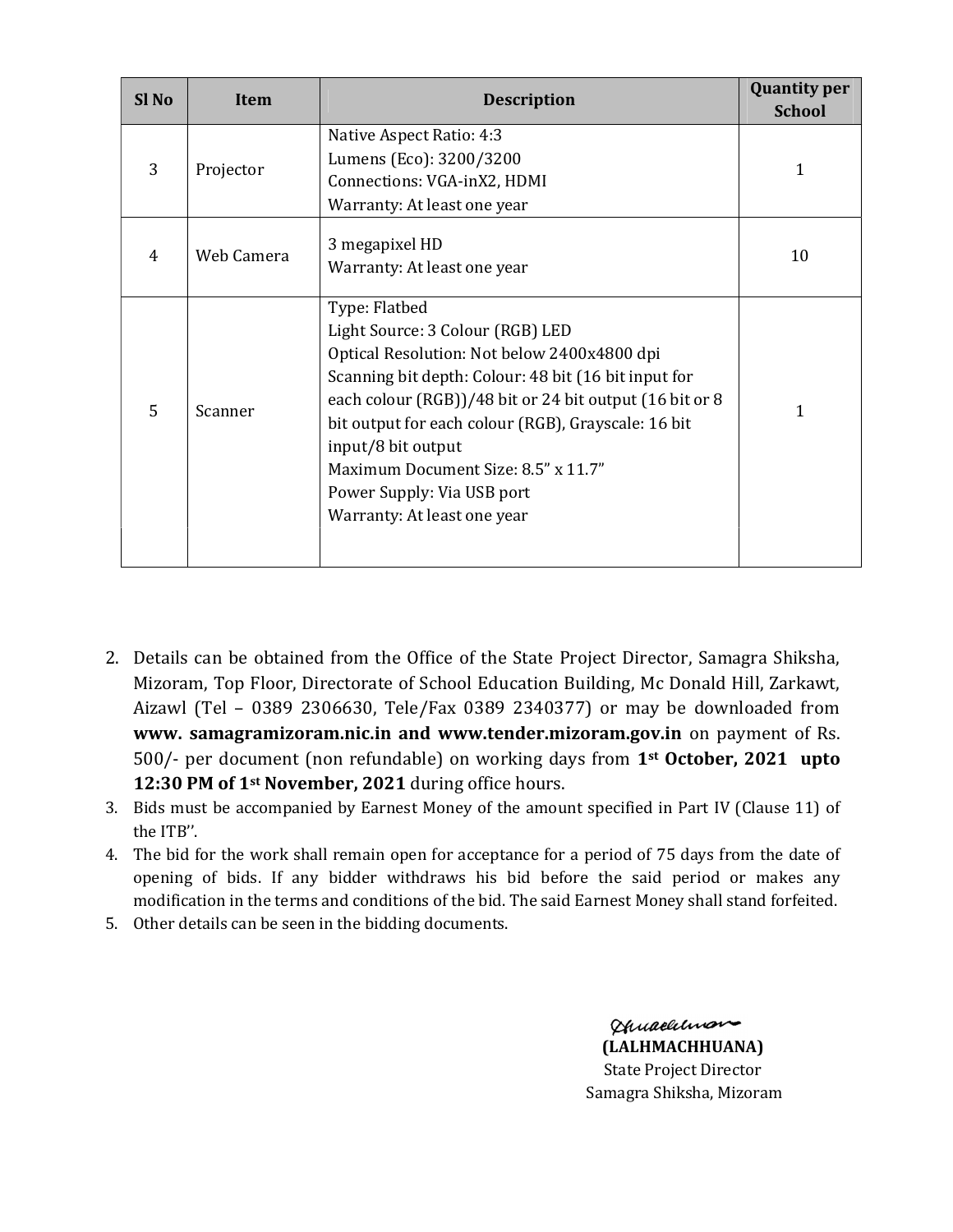| Sl No | Item | Description | Quantity per School |
|---|---|---|---|
| 3 | Projector | Native Aspect Ratio: 4:3<br>Lumens (Eco): 3200/3200<br>Connections: VGA-inX2, HDMI<br>Warranty: At least one year | 1 |
| 4 | Web Camera | 3 megapixel HD<br>Warranty: At least one year | 10 |
| 5 | Scanner | Type: Flatbed<br>Light Source: 3 Colour (RGB) LED<br>Optical Resolution: Not below 2400x4800 dpi<br>Scanning bit depth: Colour: 48 bit (16 bit input for each colour (RGB))/48 bit or 24 bit output (16 bit or 8 bit output for each colour (RGB), Grayscale: 16 bit input/8 bit output<br>Maximum Document Size: 8.5" x 11.7"<br>Power Supply: Via USB port<br>Warranty: At least one year | 1 |

2. Details can be obtained from the Office of the State Project Director, Samagra Shiksha, Mizoram, Top Floor, Directorate of School Education Building, Mc Donald Hill, Zarkawt, Aizawl (Tel – 0389 2306630, Tele/Fax 0389 2340377) or may be downloaded from **www. samagramizoram.nic.in and www.tender.mizoram.gov.in** on payment of Rs. 500/- per document (non refundable) on working days from **1st October, 2021 upto 12:30 PM of 1st November, 2021** during office hours.
3. Bids must be accompanied by Earnest Money of the amount specified in Part IV (Clause 11) of the ITB".
4. The bid for the work shall remain open for acceptance for a period of 75 days from the date of opening of bids. If any bidder withdraws his bid before the said period or makes any modification in the terms and conditions of the bid. The said Earnest Money shall stand forfeited.
5. Other details can be seen in the bidding documents.

**(LALHMACHHUANA)**
State Project Director
Samagra Shiksha, Mizoram